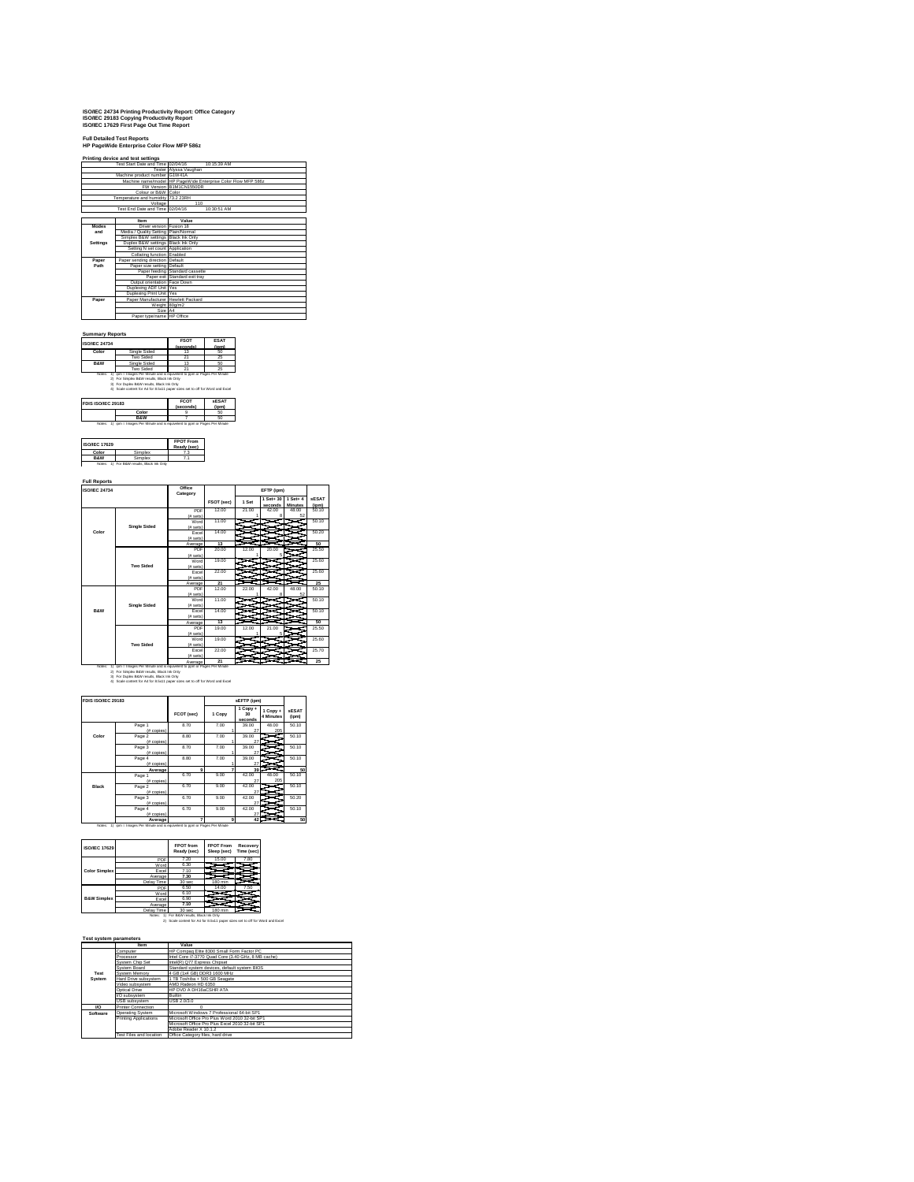# ISO/IEC 24734 Printing Productivity Report: Office Category
# ISO/IEC 29183 Copying Productivity Report
# ISO/IEC 17629 First Page Out Time Report

## Full Detailed Test Reports
## HP PageWide Enterprise Color Flow MFP 586z

### Printing device and test settings

| | | |
|---|---|---|
| Test Start Date and Time | 02/04/16 | 10:15:39 AM |
| Tester | Alyssa Vaughan | |
| Machine product number | G1W41A | |
| Machine name/model | HP PageWide Enterprise Color Flow MFP 586z | |
| FW Version | B1M1CN1550DR | |
| Colour or B&W | Color | |
| Temperature and humidity | 73.2 23RH | |
| Voltage | 110 | |
| Test End Date and Time | 02/04/16 | 10:30:51 AM |

| | Item | Value |
|---|---|---|
| Modes and Settings | Driver version | Fusion 16 |
| | Media / Quality Setting | Plain/Normal |
| | Simplex B&W settings | Black Ink Only |
| | Duplex B&W settings | Black Ink Only |
| | Setting N set count | Application |
| | Collating function | Enabled |
| Paper Path | Paper sending direction | Default |
| | Paper size setting | Default |
| | Paper feeding | Standard cassette |
| | Paper exit | Standard exit tray |
| | Output orientation | Face Down |
| | Duplexing ADF Unit | Yes |
| | Duplexing Print Unit | Yes |
| Paper | Paper Manufacturer | Hewlett Packard |
| | Weight | 80g/m2 |
| | Size | A4 |
| | Paper type/name | HP Office |

### Summary Reports

| ISO/IEC 24734 | | FSOT (seconds) | ESAT (ipm) |
|---|---|---|---|
| Color | Single Sided | 13 | 50 |
| | Two Sided | 21 | 25 |
| B&W | Single Sided | 13 | 50 |
| | Two Sided | 21 | 25 |

Notes: 1) ipm = Images Per Minute and is equivalent to ppm or Pages Per Minute
2) For Simplex B&W results, Black Ink Only
3) For Duplex B&W results, Black Ink Only
4) Scale content for A4 for 8.5x11 paper sizes set to off for Word and Excel

| FDIS ISO/IEC 29183 | FCOT (seconds) | sESAT (ipm) |
|---|---|---|
| Color | 9 | 50 |
| B&W | 7 | 50 |

Notes: 1) ipm = Images Per Minute and is equivalent to ppm or Pages Per Minute

| ISO/IEC 17629 | | FPOT From Ready (sec) |
|---|---|---|
| Color | Simplex | 7.3 |
| B&W | Simplex | 7.1 |

Notes: 1) For B&W results, Black Ink Only

### Full Reports

| ISO/IEC 24734 | | Office Category | FSOT (sec) | EFTP (ipm) 1 Set | 1 Set+ 30 seconds | 1 Set+ 4 Minutes | sESAT (ipm) |
|---|---|---|---|---|---|---|---|
| Color | Single Sided | PDF | 12.00 | 21.00 | 42.00 | 48.00 | 50.10 |
| | | (# sets) | | 1 | 8 | 52 | |
| | | Word | 11.00 | | | | 50.10 |
| | | (# sets) | | | | | |
| | | Excel | 14.00 | | | | 50.20 |
| | | (# sets) | | | | | |
| | | Average | 13 | | | | 50 |
| | Two Sided | PDF | 20.00 | 12.00 | 20.00 | | 25.50 |
| | | (# sets) | | 1 | 5 | | |
| | | Word | 19.00 | | | | 25.60 |
| | | (# sets) | | | | | |
| | | Excel | 22.00 | | | | 25.60 |
| | | (# sets) | | | | | |
| | | Average | 21 | | | | 25 |
| B&W | Single Sided | PDF | 12.00 | 22.00 | 42.00 | 48.00 | 50.10 |
| | | (# sets) | | 1 | 8 | 52 | |
| | | Word | 11.00 | | | | 50.10 |
| | | (# sets) | | | | | |
| | | Excel | 14.00 | | | | 50.10 |
| | | (# sets) | | | | | |
| | | Average | 13 | | | | 50 |
| | Two Sided | PDF | 19.00 | 12.00 | 21.00 | | 25.50 |
| | | (# sets) | | 1 | 5 | | |
| | | Word | 19.00 | | | | 25.60 |
| | | (# sets) | | | | | |
| | | Excel | 22.00 | | | | 25.70 |
| | | (# sets) | | | | | |
| | | Average | 21 | | | | 25 |

Notes: 1) ipm = Images Per Minute and is equivalent to ppm or Pages Per Minute
2) For Simplex B&W results, Black Ink Only
3) For Duplex B&W results, Black Ink Only
4) Scale content for A4 for 8.5x11 paper sizes set to off for Word and Excel

| FDIS ISO/IEC 29183 | | FCOT (sec) | sEFTP (ipm) 1 Copy | 1 Copy + 30 seconds | 1 Copy + 4 Minutes | sESAT (ipm) |
|---|---|---|---|---|---|---|
| Color | Page 1 | 8.70 | 7.00 | 39.00 | 48.00 | 50.10 |
| | (# copies) | | 1 | 27 | 205 | |
| | Page 2 | 8.80 | 7.00 | 39.00 | | 50.10 |
| | (# copies) | | 1 | 27 | | |
| | Page 3 | 8.70 | 7.00 | 39.00 | | 50.10 |
| | (# copies) | | 1 | 27 | | |
| | Page 4 | 8.80 | 7.00 | 39.00 | | 50.10 |
| | (# copies) | | 1 | 27 | | |
| | Average | 9 | 7 | 39 | | 50 |
| Black | Page 1 | 6.70 | 9.00 | 42.00 | 48.00 | 50.10 |
| | (# copies) | | 1 | 27 | 205 | |
| | Page 2 | 6.70 | 9.00 | 42.00 | | 50.10 |
| | (# copies) | | 1 | 27 | | |
| | Page 3 | 6.70 | 9.00 | 42.00 | | 50.20 |
| | (# copies) | | 1 | 27 | | |
| | Page 4 | 6.70 | 9.00 | 42.00 | | 50.10 |
| | (# copies) | | 1 | 27 | | |
| | Average | 7 | 9 | 42 | | 50 |

Notes: 1) ipm = Images Per Minute and is equivalent to ppm or Pages Per Minute

| ISO/IEC 17629 | | FPOT from Ready (sec) | FPOT From Sleep (sec) | Recovery Time (sec) |
|---|---|---|---|---|
| Color Simplex | PDF | 7.80 | 15.00 | 7.80 |
| | Word | 6.30 | | |
| | Excel | 7.10 | | |
| | Average | 7.30 | | |
| | Delay Time | 30 sec | 180 min | |
| B&W Simplex | PDF | 6.50 | 14.00 | 7.50 |
| | Word | 6.10 | | |
| | Excel | 6.90 | | |
| | Average | 7.10 | | |
| | Delay Time | 30 sec | 180 min | |

Notes: 1) For B&W results, Black Ink Only
2) Scale content for A4 for 8.5x11 paper sizes set to off for Word and Excel

### Test system parameters

| | Item | Value |
|---|---|---|
| Test System | Computer | HP Compaq Elite 8300 Small Form Factor PC |
| | Processor | Intel Core i7-3770 Quad Core (3.40 GHz, 8 MB cache) |
| | System Chip Set | Intel(R) Q77 Express Chipset |
| | System Board | Standard system devices, default system BIOS |
| | System Memory | 4 GB (1x4 GB) DDR3 1600 MHz |
| | Hard Drive subsystem | 1 TB Toshiba + 500 GB Seagate |
| | Video subsystem | AMD Radeon HD 6350 |
| | Optical Drive | HP DVD A DH16aCSHR ATA |
| | I/O subsystem | Builtin |
| | USB subsystem | USB 2.0/3.0 |
| I/O | Printer Connection | 0 |
| Software | Operating System | Microsoft Windows 7 Professional 64-bit SP1 |
| | Printing Applications | Microsoft Office Pro Plus Word 2010 32-bit SP1 |
| | | Microsoft Office Pro Plus Excel 2010 32-bit SP1 |
| | | Adobe Reader X 10.1.2 |
| | Test Files and location | Office Category files, hard drive |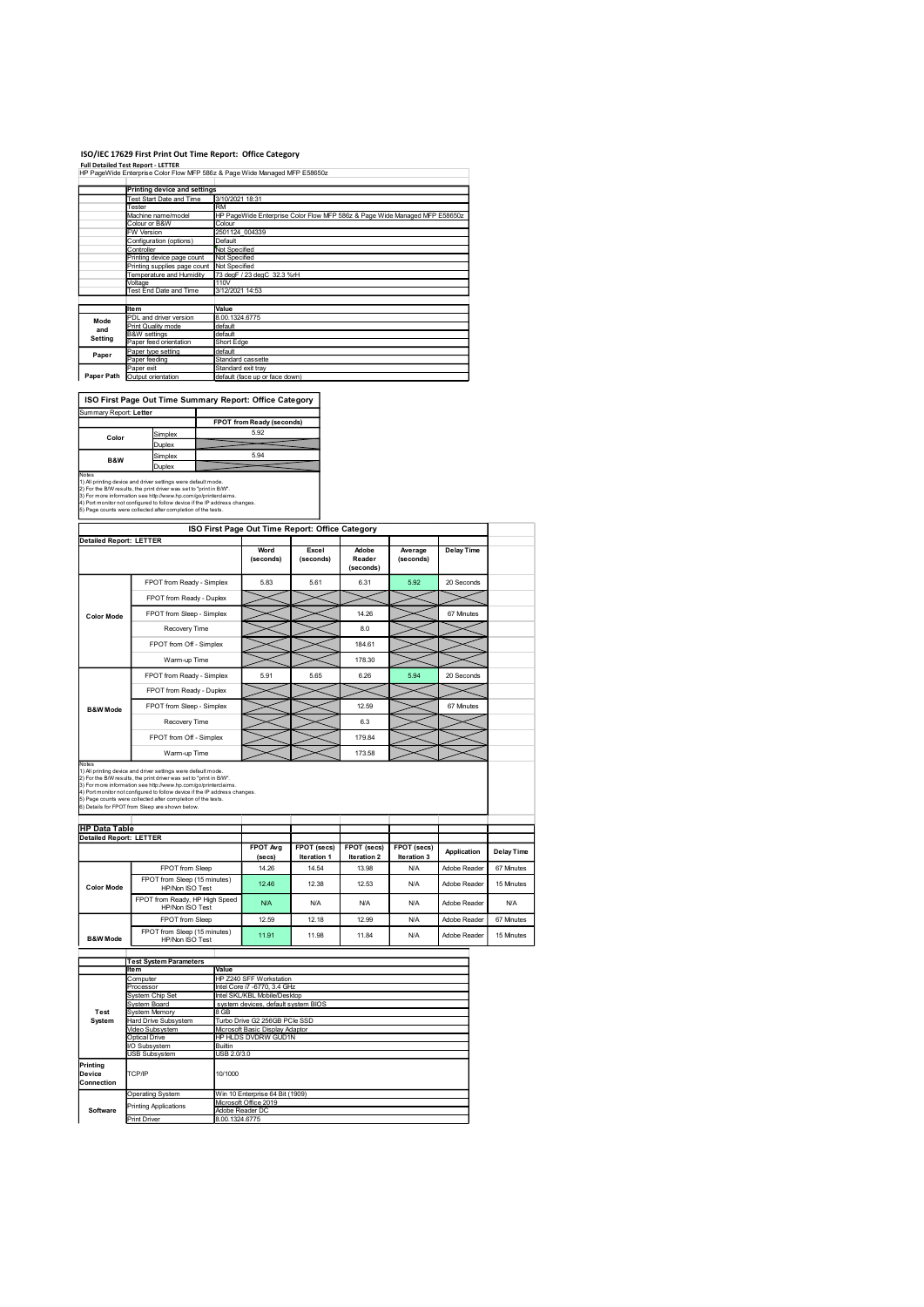## ISO/IEC 17629 First Print Out Time Report: Office Category

**Full Detailed Test Report - LETTER**

HP PageWide Enterprise Color Flow MFP 586z & Page Wide Managed MFP E58650z

| | Printing device and settings | |
|---|---|---|
| | Test Start Date and Time | 3/10/2021 18:31 |
| | Tester | RM |
| | Machine name/model | HP PageWide Enterprise Color Flow MFP 586z & Page Wide Managed MFP E58650z |
| | Colour or B&W | Colour |
| | FW Version | 2501124_004339 |
| | Configuration (options) | Default |
| | Controller | Not Specified |
| | Printing device page count | Not Specified |
| | Printing supplies page count | Not Specified |
| | Temperature and Humidity | 73 degF / 23 degC 32.3 %rH |
| | Voltage | 110V |
| | Test End Date and Time | 3/12/2021 14:53 |

| | Item | Value |
|---|---|---|
| Mode and Setting | PDL and driver version | 8.00.1324.6775 |
| | Print Quality mode | default |
| | B&W settings | default |
| | Paper feed orientation | Short Edge |
| Paper | Paper type setting | default |
| | Paper feeding | Standard cassette |
| | Paper exit | Standard exit tray |
| Paper Path | Output orientation | default (face up or face down) |

### ISO First Page Out Time Summary Report: Office Category

| Summary Report: **Letter** | | |
|---|---|---|
| | | **FPOT from Ready (seconds)** |
| Color | Simplex | 5.92 |
| | Duplex | |
| B&W | Simplex | 5.94 |
| | Duplex | |

Notes
1) All printing device and driver settings were default mode.
2) For the B/W results, the print driver was set to "print in B/W".
3) For more information see http://www.hp.com/go/printerclaims.
4) Port monitor not configured to follow device if the IP address changes.
5) Page counts were collected after completion of the tests.

### ISO First Page Out Time Report: Office Category

| **Detailed Report: LETTER** | | Word (seconds) | Excel (seconds) | Adobe Reader (seconds) | Average (seconds) | Delay Time |
|---|---|---|---|---|---|---|
| Color Mode | FPOT from Ready - Simplex | 5.83 | 5.61 | 6.31 | 5.92 | 20 Seconds |
| | FPOT from Ready - Duplex | | | | | |
| | FPOT from Sleep - Simplex | | | 14.26 | | 67 Minutes |
| | Recovery Time | | | 8.0 | | |
| | FPOT from Off - Simplex | | | 184.61 | | |
| | Warm-up Time | | | 178.30 | | |
| B&W Mode | FPOT from Ready - Simplex | 5.91 | 5.65 | 6.26 | 5.94 | 20 Seconds |
| | FPOT from Ready - Duplex | | | | | |
| | FPOT from Sleep - Simplex | | | 12.59 | | 67 Minutes |
| | Recovery Time | | | 6.3 | | |
| | FPOT from Off - Simplex | | | 179.84 | | |
| | Warm-up Time | | | 173.58 | | |

Notes
1) All printing device and driver settings were default mode.
2) For the B/W results, the print driver was set to "print in B/W".
3) For more information see http://www.hp.com/go/printerclaims.
4) Port monitor not configured to follow device if the IP address changes.
5) Page counts were collected after completion of the tests.
6) Details for FPOT from Sleep are shown below.

### HP Data Table

| **Detailed Report: LETTER** | | FPOT Avg (secs) | FPOT (secs) Iteration 1 | FPOT (secs) Iteration 2 | FPOT (secs) Iteration 3 | Application | Delay Time |
|---|---|---|---|---|---|---|---|
| Color Mode | FPOT from Sleep | 14.26 | 14.54 | 13.98 | N/A | Adobe Reader | 67 Minutes |
| | FPOT from Sleep (15 minutes) HP/Non ISO Test | 12.46 | 12.38 | 12.53 | N/A | Adobe Reader | 15 Minutes |
| | FPOT from Ready, HP High Speed HP/Non ISO Test | N/A | N/A | N/A | N/A | Adobe Reader | N/A |
| B&W Mode | FPOT from Sleep | 12.59 | 12.18 | 12.99 | N/A | Adobe Reader | 67 Minutes |
| | FPOT from Sleep (15 minutes) HP/Non ISO Test | 11.91 | 11.98 | 11.84 | N/A | Adobe Reader | 15 Minutes |

| | Test System Parameters | |
|---|---|---|
| | Item | Value |
| Test System | Computer | HP Z240 SFF Workstation |
| | Processor | Intel Core i7 -6770, 3.4 GHz |
| | System Chip Set | Intel SKL/KBL Mobile/Desktop |
| | System Board | system devices, default system BIOS |
| | System Memory | 8 GB |
| | Hard Drive Subsystem | Turbo Drive G2 256GB PCIe SSD |
| | Video Subsystem | Microsoft Basic Display Adaptor |
| | Optical Drive | HP HLDS DVDRW GUD1N |
| | I/O Subsystem | Builtin |
| | USB Subsystem | USB 2.0/3.0 |
| Printing Device Connection | TCP/IP | 10/1000 |
| Software | Operating System | Win 10 Enterprise 64 Bit (1909) |
| | Printing Applications | Microsoft Office 2019<br>Adobe Reader DC |
| | Print Driver | 8.00.1324.6775 |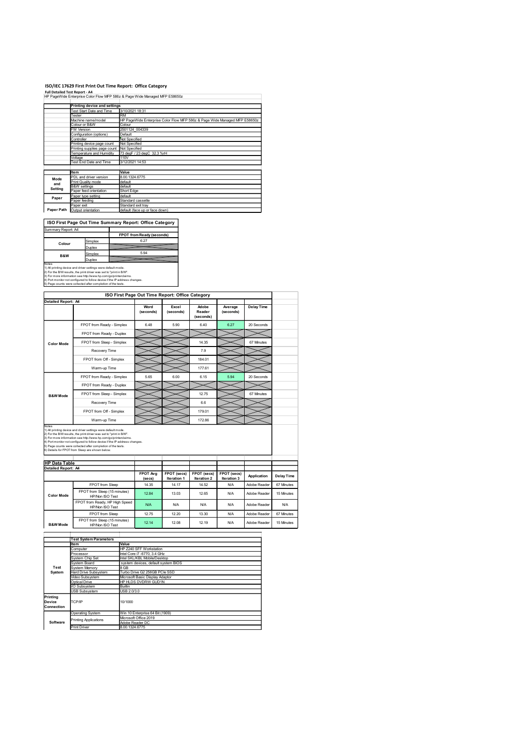# ISO/IEC 17629 First Print Out Time Report: Office Category

**Full Detailed Test Report - A4**

HP PageWide Enterprise Color Flow MFP 586z & Page Wide Managed MFP E58650z

| | Printing device and settings | |
|---|---|---|
| | Test Start Date and Time | 3/10/2021 18:31 |
| | Tester | RM |
| | Machine name/model | HP PageWide Enterprise Color Flow MFP 586z & Page Wide Managed MFP E58650z |
| | Colour or B&W | Colour |
| | FW Version | 2501124_004339 |
| | Configuration (options) | Default |
| | Controller | Not Specified |
| | Printing device page count | Not Specified |
| | Printing supplies page count | Not Specified |
| | Temperature and Humidity | 73 degF / 23 degC 32.3 %rH |
| | Voltage | 110V |
| | Test End Date and Time | 3/12/2021 14:53 |

| | Item | Value |
|---|---|---|
| Mode and Setting | PDL and driver version | 8.00.1324.6775 |
| | Print Quality mode | default |
| | B&W settings | default |
| | Paper feed orientation | Short Edge |
| Paper | Paper type setting | default |
| | Paper feeding | Standard cassette |
| | Paper exit | Standard exit tray |
| Paper Path | Output orientation | default (face up or face down) |

## ISO First Page Out Time Summary Report: Office Category

Summary Report: A4

| | | FPOT from Ready (seconds) |
|---|---|---|
| Colour | Simplex | 6.27 |
| | Duplex | |
| B&W | Simplex | 5.94 |
| | Duplex | |

Notes
1) All printing device and driver settings were default mode.
2) For the B/W results, the print driver was set to "print in B/W".
3) For more information see http://www.hp.com/go/printerclaims.
4) Port monitor not configured to follow device if the IP address changes.
5) Page counts were collected after completion of the tests.

## ISO First Page Out Time Report: Office Category

Detailed Report: A4

| | | Word (seconds) | Excel (seconds) | Adobe Reader (seconds) | Average (seconds) | Delay Time |
|---|---|---|---|---|---|---|
| Color Mode | FPOT from Ready - Simplex | 6.48 | 5.90 | 6.40 | 6.27 | 20 Seconds |
| | FPOT from Ready - Duplex | | | | | |
| | FPOT from Sleep - Simplex | | | 14.35 | | 67 Minutes |
| | Recovery Time | | | 7.9 | | |
| | FPOT from Off - Simplex | | | 184.01 | | |
| | Warm-up Time | | | 177.61 | | |
| B&W Mode | FPOT from Ready - Simplex | 5.65 | 6.00 | 6.15 | 5.94 | 20 Seconds |
| | FPOT from Ready - Duplex | | | | | |
| | FPOT from Sleep - Simplex | | | 12.75 | | 67 Minutes |
| | Recovery Time | | | 6.6 | | |
| | FPOT from Off - Simplex | | | 179.01 | | |
| | Warm-up Time | | | 172.86 | | |

Notes
1) All printing device and driver settings were default mode.
2) For the B/W results, the print driver was set to "print in B/W".
3) For more information see http://www.hp.com/go/printerclaims.
4) Port monitor not configured to follow device if the IP address changes.
5) Page counts were collected after completion of the tests.
6) Details for FPOT from Sleep are shown below.

## HP Data Table

Detailed Report: A4

| | | FPOT Avg (secs) | FPOT (secs) Iteration 1 | FPOT (secs) Iteration 2 | FPOT (secs) Iteration 3 | Application | Delay Time |
|---|---|---|---|---|---|---|---|
| Color Mode | FPOT from Sleep | 14.35 | 14.17 | 14.52 | N/A | Adobe Reader | 67 Minutes |
| | FPOT from Sleep (15 minutes) HP/Non ISO Test | 12.84 | 13.03 | 12.65 | N/A | Adobe Reader | 15 Minutes |
| | FPOT from Ready, HP High Speed HP/Non ISO Test | N/A | N/A | N/A | N/A | Adobe Reader | N/A |
| B&W Mode | FPOT from Sleep | 12.75 | 12.20 | 13.30 | N/A | Adobe Reader | 67 Minutes |
| | FPOT from Sleep (15 minutes) HP/Non ISO Test | 12.14 | 12.08 | 12.19 | N/A | Adobe Reader | 15 Minutes |

| | Test System Parameters | |
|---|---|---|
| | Item | Value |
| Test System | Computer | HP Z240 SFF Workstation |
| | Processor | Intel Core i7 -6770, 3.4 GHz |
| | System Chip Set | Intel SKL/KBL Mobile/Desktop |
| | System Board | system devices, default system BIOS |
| | System Memory | 8 GB |
| | Hard Drive Subsystem | Turbo Drive G2 256GB PCIe SSD |
| | Video Subsystem | Microsoft Basic Display Adaptor |
| | Optical Drive | HP HLDS DVDRW GUD1N |
| | I/O Subsystem | Builtin |
| | USB Subsystem | USB 2.0/3.0 |
| Printing Device Connection | TCP/IP | 10/1000 |
| Software | Operating System | Win 10 Enterprise 64 Bit (1909) |
| | Printing Applications | Microsoft Office 2019 Adobe Reader DC |
| | Print Driver | 8.00.1324.6775 |